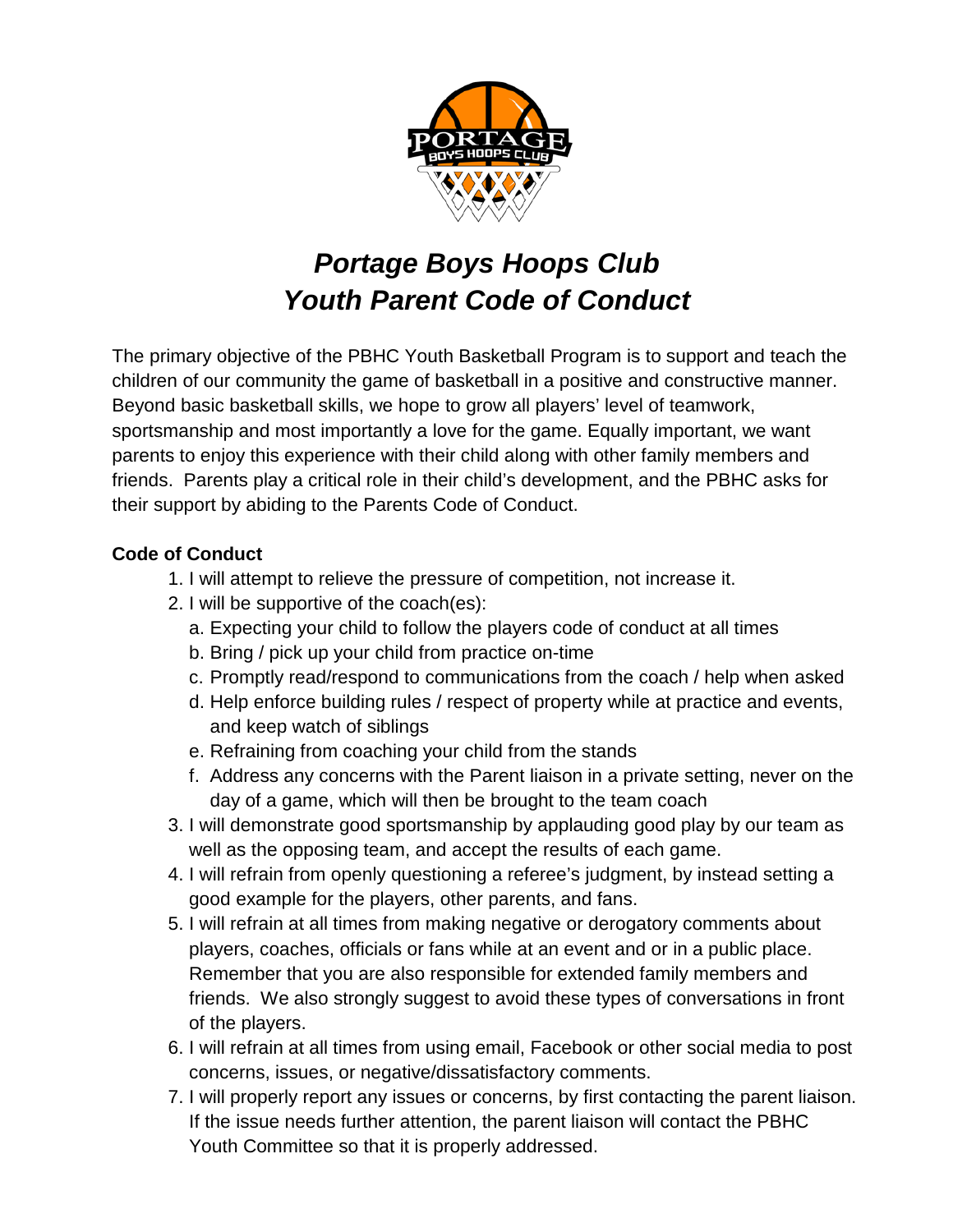# *Portage Boys Hoops Club*
# *Youth Parent Code of Conduct*

The primary objective of the PBHC Youth Basketball Program is to support and teach the children of our community the game of basketball in a positive and constructive manner. Beyond basic basketball skills, we hope to grow all players' level of teamwork, sportsmanship and most importantly a love for the game. Equally important, we want parents to enjoy this experience with their child along with other family members and friends. Parents play a critical role in their child's development, and the PBHC asks for their support by abiding to the Parents Code of Conduct.

**Code of Conduct**

1. I will attempt to relieve the pressure of competition, not increase it.
2. I will be supportive of the coach(es):
   a. Expecting your child to follow the players code of conduct at all times
   b. Bring / pick up your child from practice on-time
   c. Promptly read/respond to communications from the coach / help when asked
   d. Help enforce building rules / respect of property while at practice and events, and keep watch of siblings
   e. Refraining from coaching your child from the stands
   f. Address any concerns with the Parent liaison in a private setting, never on the day of a game, which will then be brought to the team coach
3. I will demonstrate good sportsmanship by applauding good play by our team as well as the opposing team, and accept the results of each game.
4. I will refrain from openly questioning a referee's judgment, by instead setting a good example for the players, other parents, and fans.
5. I will refrain at all times from making negative or derogatory comments about players, coaches, officials or fans while at an event and or in a public place. Remember that you are also responsible for extended family members and friends. We also strongly suggest to avoid these types of conversations in front of the players.
6. I will refrain at all times from using email, Facebook or other social media to post concerns, issues, or negative/dissatisfactory comments.
7. I will properly report any issues or concerns, by first contacting the parent liaison. If the issue needs further attention, the parent liaison will contact the PBHC Youth Committee so that it is properly addressed.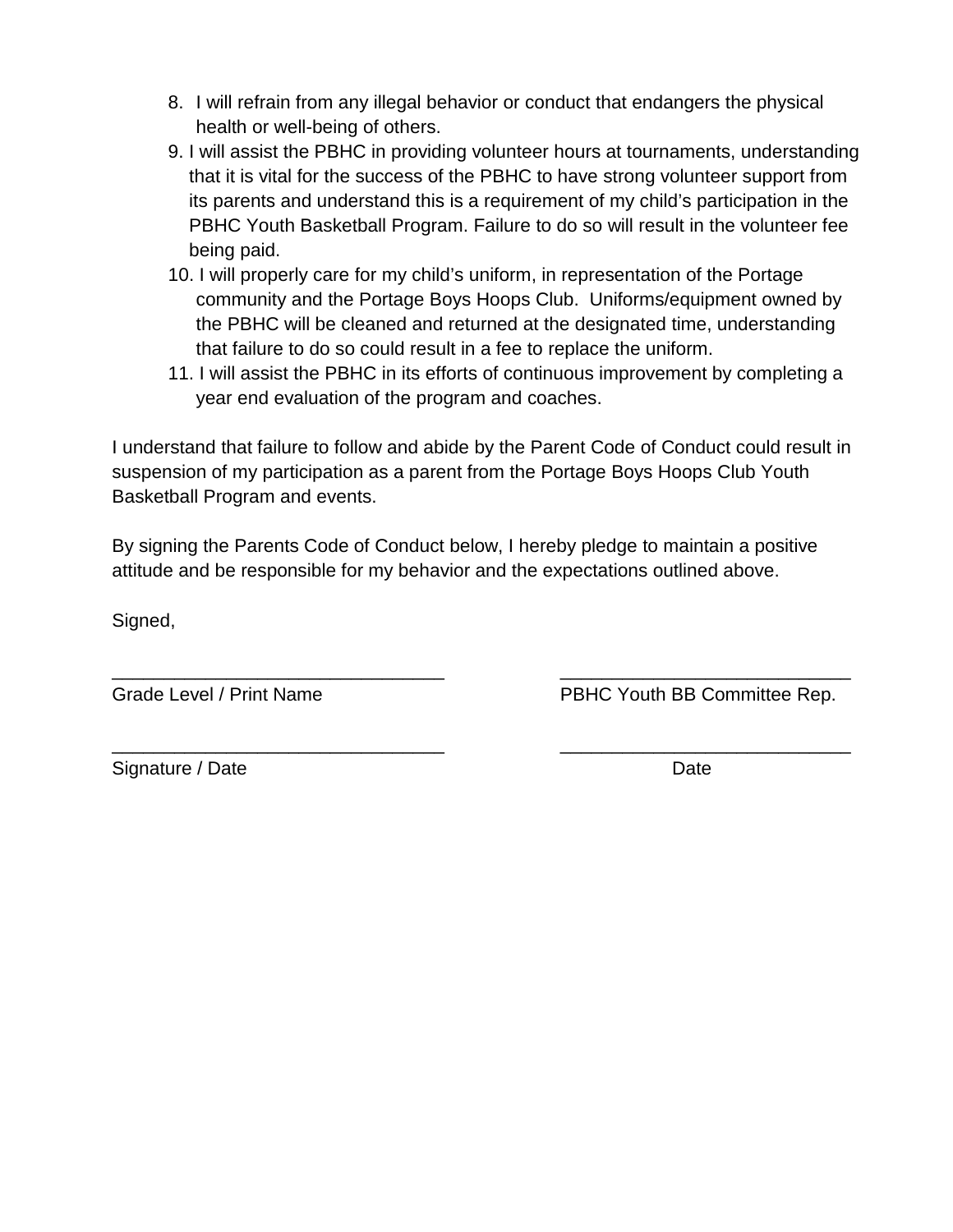8. I will refrain from any illegal behavior or conduct that endangers the physical health or well-being of others.
9. I will assist the PBHC in providing volunteer hours at tournaments, understanding that it is vital for the success of the PBHC to have strong volunteer support from its parents and understand this is a requirement of my child's participation in the PBHC Youth Basketball Program. Failure to do so will result in the volunteer fee being paid.
10. I will properly care for my child's uniform, in representation of the Portage community and the Portage Boys Hoops Club. Uniforms/equipment owned by the PBHC will be cleaned and returned at the designated time, understanding that failure to do so could result in a fee to replace the uniform.
11. I will assist the PBHC in its efforts of continuous improvement by completing a year end evaluation of the program and coaches.

I understand that failure to follow and abide by the Parent Code of Conduct could result in suspension of my participation as a parent from the Portage Boys Hoops Club Youth Basketball Program and events.

By signing the Parents Code of Conduct below, I hereby pledge to maintain a positive attitude and be responsible for my behavior and the expectations outlined above.

Signed,

| | |
|---|---|
| _______________________________ | ___________________________ |
| Grade Level / Print Name | PBHC Youth BB Committee Rep. |
| _______________________________ | ___________________________ |
| Signature / Date | Date |